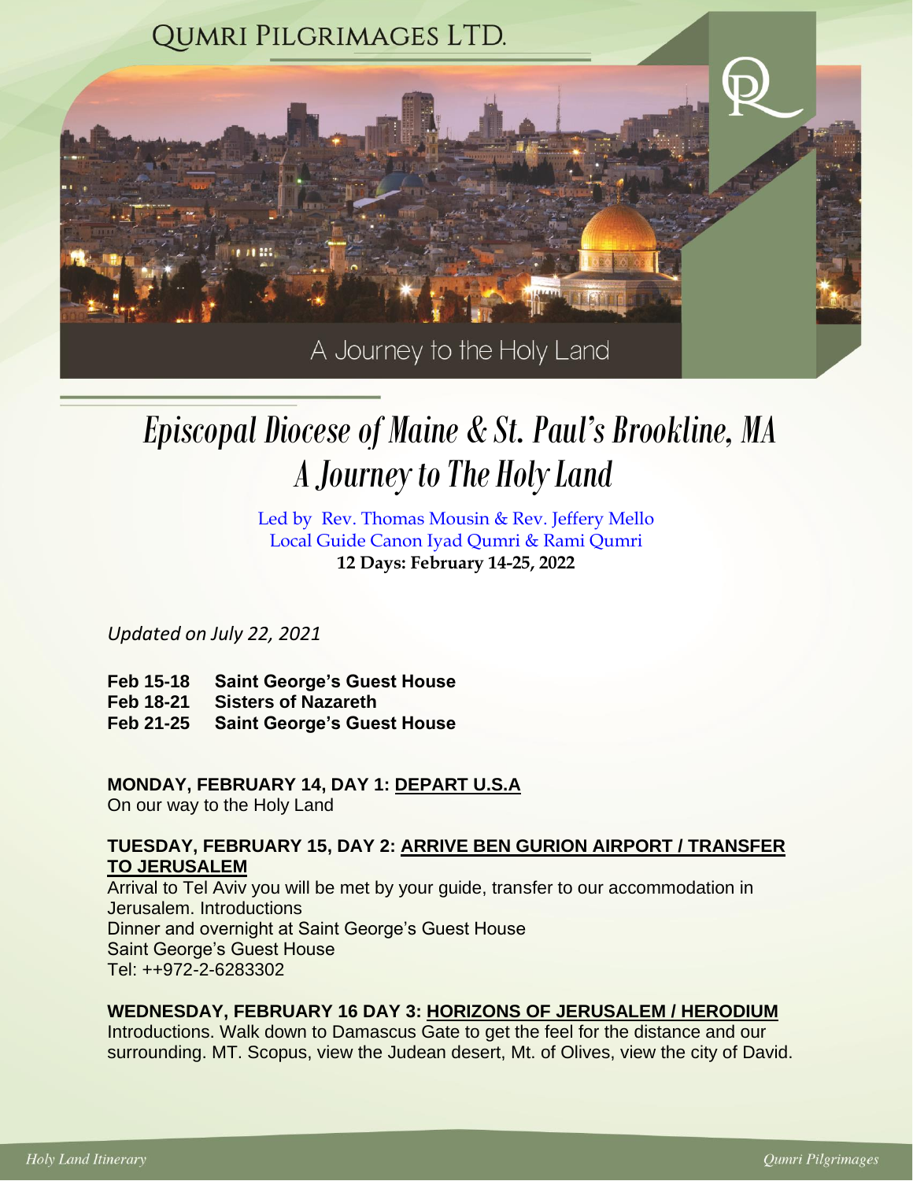# QUMRI PILGRIMAGES LTD.

A Journey to the Holy Land

# *Episcopal Diocese of Maine & St. Paul's Brookline, MA*
# *A Journey to The Holy Land*

Led by Rev. Thomas Mousin & Rev. Jeffery Mello
Local Guide Canon Iyad Qumri & Rami Qumri
**12 Days: February 14-25, 2022**

*Updated on July 22, 2021*

| | |
|---|---|
| **Feb 15-18** | **Saint George's Guest House** |
| **Feb 18-21** | **Sisters of Nazareth** |
| **Feb 21-25** | **Saint George's Guest House** |

**MONDAY, FEBRUARY 14, DAY 1: <u>DEPART U.S.A</u>**
On our way to the Holy Land

**TUESDAY, FEBRUARY 15, DAY 2: <u>ARRIVE BEN GURION AIRPORT / TRANSFER TO JERUSALEM</u>**
Arrival to Tel Aviv you will be met by your guide, transfer to our accommodation in Jerusalem. Introductions
Dinner and overnight at Saint George's Guest House
Saint George's Guest House
Tel: ++972-2-6283302

**WEDNESDAY, FEBRUARY 16 DAY 3: <u>HORIZONS OF JERUSALEM / HERODIUM</u>**
Introductions. Walk down to Damascus Gate to get the feel for the distance and our surrounding. MT. Scopus, view the Judean desert, Mt. of Olives, view the city of David.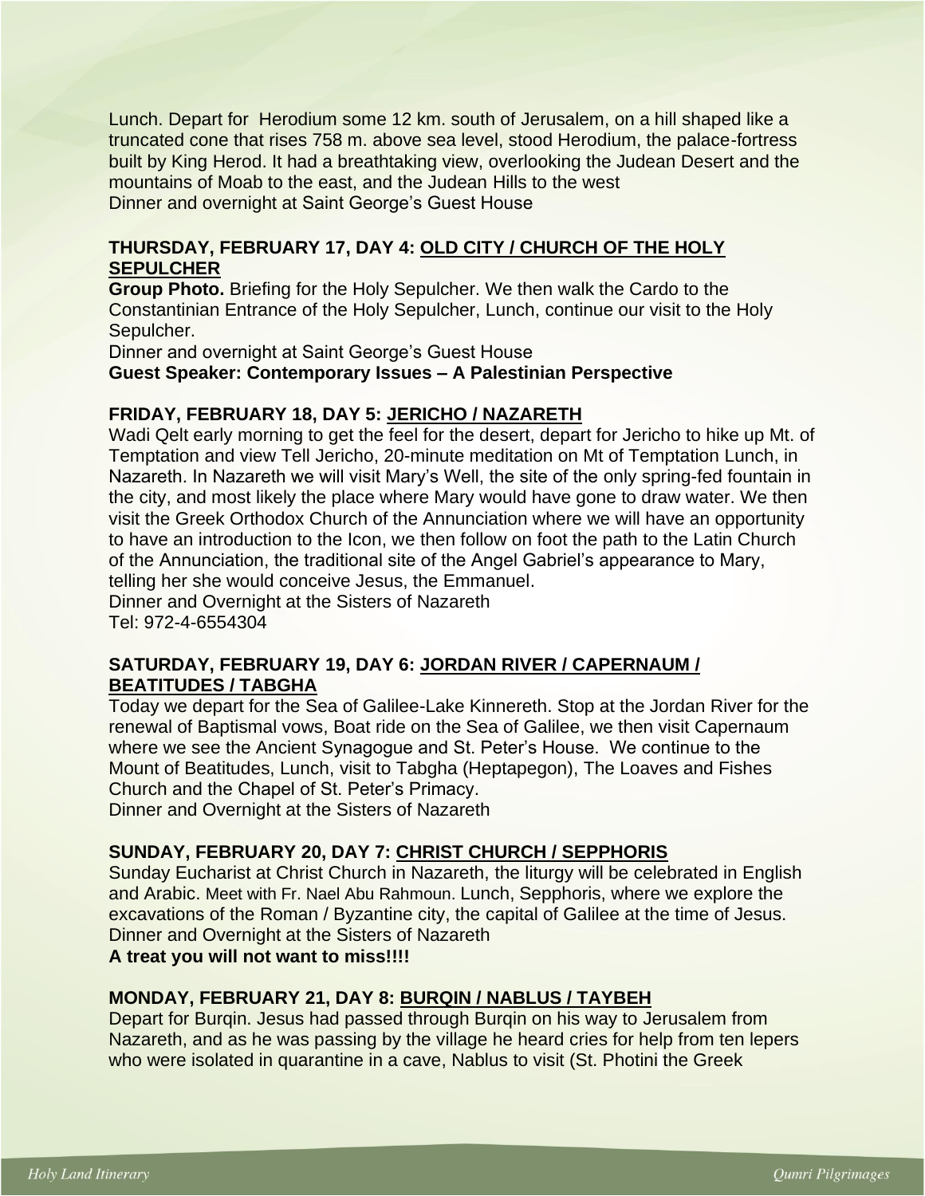Lunch. Depart for Herodium some 12 km. south of Jerusalem, on a hill shaped like a truncated cone that rises 758 m. above sea level, stood Herodium, the palace-fortress built by King Herod. It had a breathtaking view, overlooking the Judean Desert and the mountains of Moab to the east, and the Judean Hills to the west
Dinner and overnight at Saint George's Guest House

### THURSDAY, FEBRUARY 17, DAY 4: <u>OLD CITY / CHURCH OF THE HOLY SEPULCHER</u>

**Group Photo.** Briefing for the Holy Sepulcher. We then walk the Cardo to the Constantinian Entrance of the Holy Sepulcher, Lunch, continue our visit to the Holy Sepulcher.
Dinner and overnight at Saint George's Guest House
**Guest Speaker: Contemporary Issues – A Palestinian Perspective**

### FRIDAY, FEBRUARY 18, DAY 5: <u>JERICHO / NAZARETH</u>

Wadi Qelt early morning to get the feel for the desert, depart for Jericho to hike up Mt. of Temptation and view Tell Jericho, 20-minute meditation on Mt of Temptation Lunch, in Nazareth. In Nazareth we will visit Mary's Well, the site of the only spring-fed fountain in the city, and most likely the place where Mary would have gone to draw water. We then visit the Greek Orthodox Church of the Annunciation where we will have an opportunity to have an introduction to the Icon, we then follow on foot the path to the Latin Church of the Annunciation, the traditional site of the Angel Gabriel's appearance to Mary, telling her she would conceive Jesus, the Emmanuel.
Dinner and Overnight at the Sisters of Nazareth
Tel: 972-4-6554304

### SATURDAY, FEBRUARY 19, DAY 6: <u>JORDAN RIVER / CAPERNAUM / BEATITUDES / TABGHA</u>

Today we depart for the Sea of Galilee-Lake Kinnereth. Stop at the Jordan River for the renewal of Baptismal vows, Boat ride on the Sea of Galilee, we then visit Capernaum where we see the Ancient Synagogue and St. Peter's House. We continue to the Mount of Beatitudes, Lunch, visit to Tabgha (Heptapegon), The Loaves and Fishes Church and the Chapel of St. Peter's Primacy.
Dinner and Overnight at the Sisters of Nazareth

### SUNDAY, FEBRUARY 20, DAY 7: <u>CHRIST CHURCH / SEPPHORIS</u>

Sunday Eucharist at Christ Church in Nazareth, the liturgy will be celebrated in English and Arabic. Meet with Fr. Nael Abu Rahmoun. Lunch, Sepphoris, where we explore the excavations of the Roman / Byzantine city, the capital of Galilee at the time of Jesus.
Dinner and Overnight at the Sisters of Nazareth
**A treat you will not want to miss!!!!**

### MONDAY, FEBRUARY 21, DAY 8: <u>BURQIN / NABLUS / TAYBEH</u>

Depart for Burqin. Jesus had passed through Burqin on his way to Jerusalem from Nazareth, and as he was passing by the village he heard cries for help from ten lepers who were isolated in quarantine in a cave, Nablus to visit (St. Photini the Greek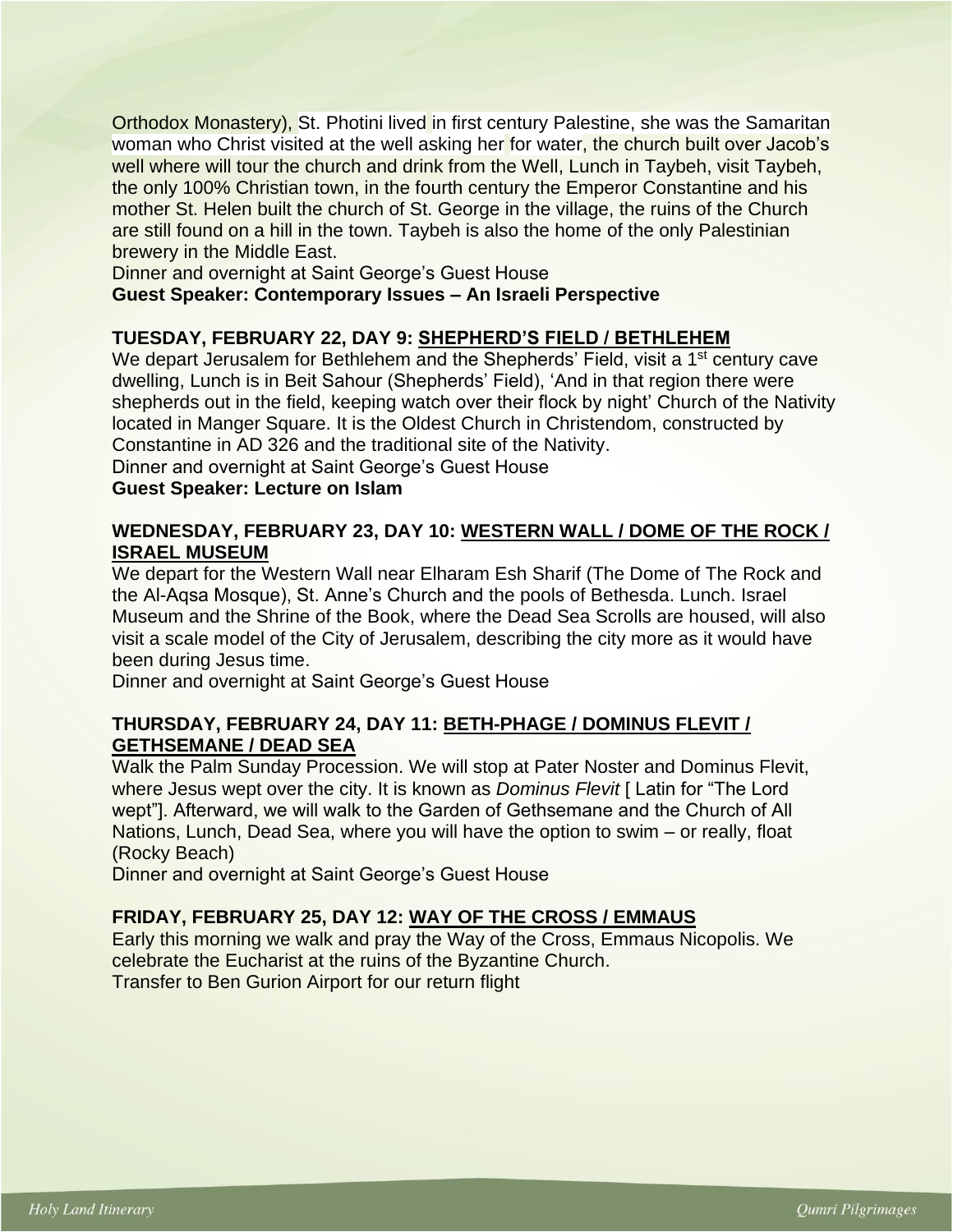Orthodox Monastery), St. Photini lived in first century Palestine, she was the Samaritan woman who Christ visited at the well asking her for water, the church built over Jacob's well where will tour the church and drink from the Well, Lunch in Taybeh, visit Taybeh, the only 100% Christian town, in the fourth century the Emperor Constantine and his mother St. Helen built the church of St. George in the village, the ruins of the Church are still found on a hill in the town. Taybeh is also the home of the only Palestinian brewery in the Middle East.
Dinner and overnight at Saint George's Guest House
**Guest Speaker: Contemporary Issues – An Israeli Perspective**

### TUESDAY, FEBRUARY 22, DAY 9: SHEPHERD'S FIELD / BETHLEHEM

We depart Jerusalem for Bethlehem and the Shepherds' Field, visit a 1st century cave dwelling, Lunch is in Beit Sahour (Shepherds' Field), 'And in that region there were shepherds out in the field, keeping watch over their flock by night' Church of the Nativity located in Manger Square. It is the Oldest Church in Christendom, constructed by Constantine in AD 326 and the traditional site of the Nativity.
Dinner and overnight at Saint George's Guest House
**Guest Speaker: Lecture on Islam**

### WEDNESDAY, FEBRUARY 23, DAY 10: WESTERN WALL / DOME OF THE ROCK / ISRAEL MUSEUM

We depart for the Western Wall near Elharam Esh Sharif (The Dome of The Rock and the Al-Aqsa Mosque), St. Anne's Church and the pools of Bethesda. Lunch. Israel Museum and the Shrine of the Book, where the Dead Sea Scrolls are housed, will also visit a scale model of the City of Jerusalem, describing the city more as it would have been during Jesus time.
Dinner and overnight at Saint George's Guest House

### THURSDAY, FEBRUARY 24, DAY 11: BETH-PHAGE / DOMINUS FLEVIT / GETHSEMANE / DEAD SEA

Walk the Palm Sunday Procession. We will stop at Pater Noster and Dominus Flevit, where Jesus wept over the city. It is known as *Dominus Flevit* [ Latin for "The Lord wept"]. Afterward, we will walk to the Garden of Gethsemane and the Church of All Nations, Lunch, Dead Sea, where you will have the option to swim – or really, float (Rocky Beach)
Dinner and overnight at Saint George's Guest House

### FRIDAY, FEBRUARY 25, DAY 12: WAY OF THE CROSS / EMMAUS

Early this morning we walk and pray the Way of the Cross, Emmaus Nicopolis. We celebrate the Eucharist at the ruins of the Byzantine Church.
Transfer to Ben Gurion Airport for our return flight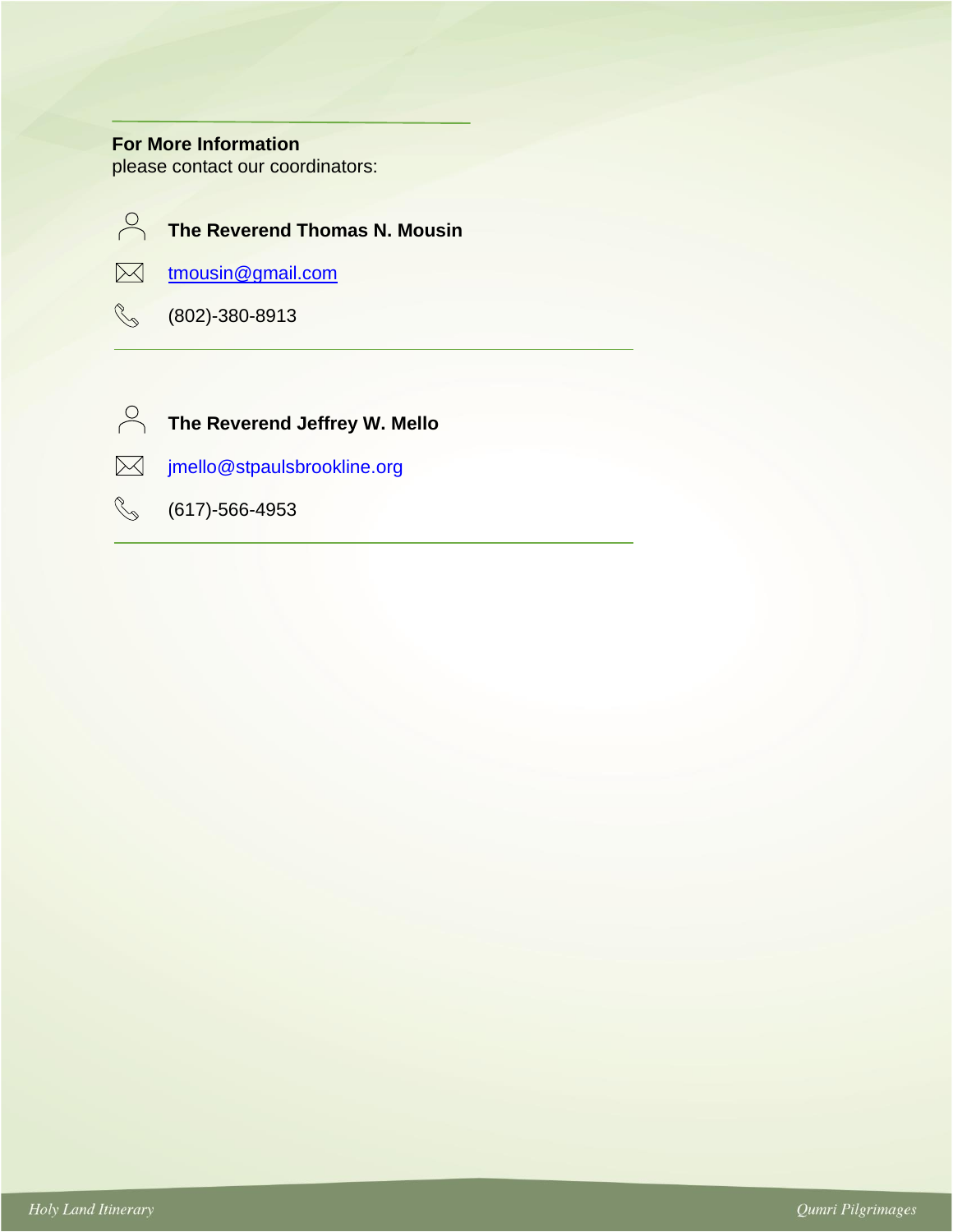**For More Information**
please contact our coordinators:

**The Reverend Thomas N. Mousin**

tmousin@gmail.com

(802)-380-8913

---

**The Reverend Jeffrey W. Mello**

jmello@stpaulsbrookline.org

(617)-566-4953

---